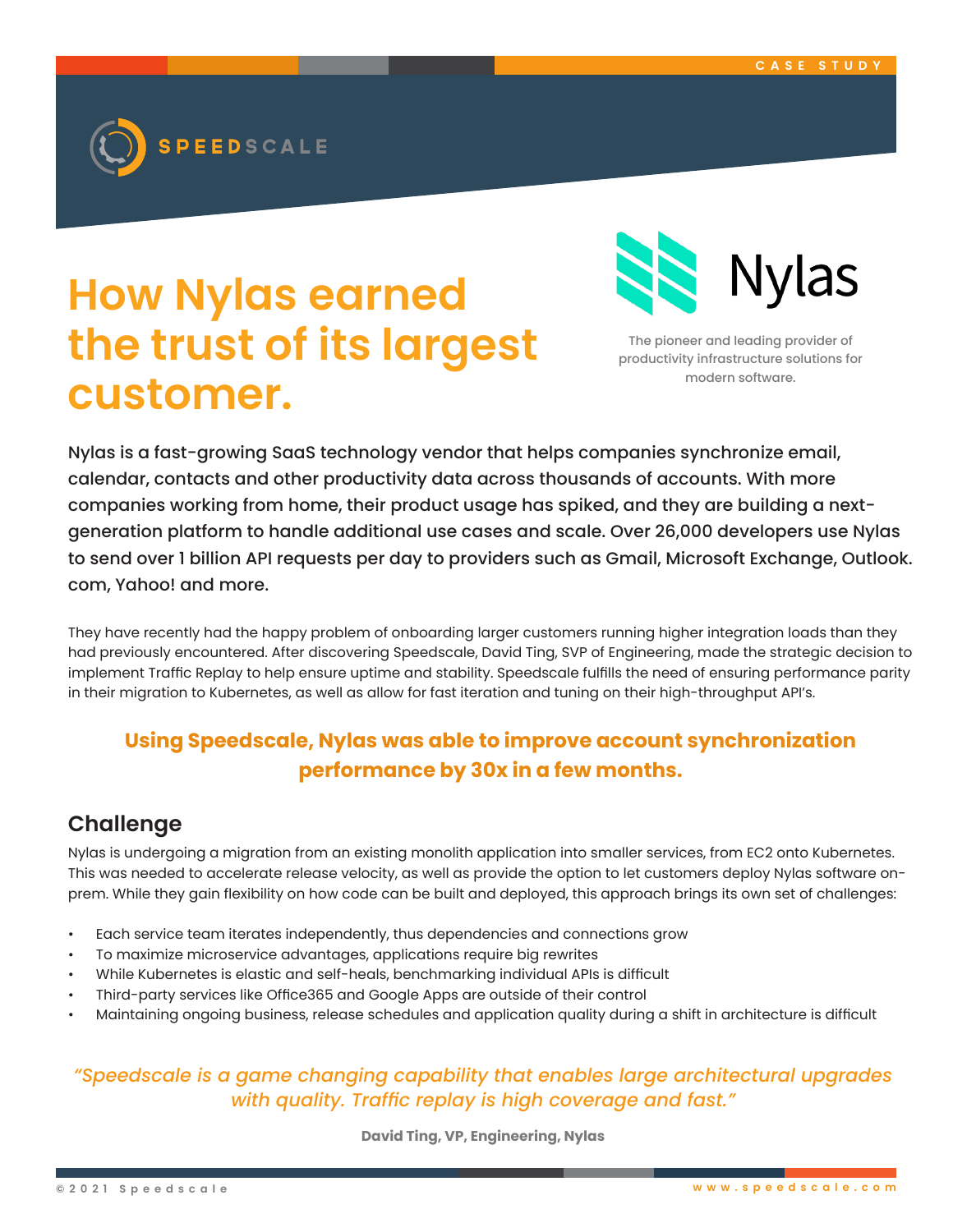CASE STUDY

SPEEDSCALE

# How Nylas earned the trust of its largest customer.

Nylas

The pioneer and leading provider of productivity infrastructure solutions for modern software.

Nylas is a fast-growing SaaS technology vendor that helps companies synchronize email, calendar, contacts and other productivity data across thousands of accounts. With more companies working from home, their product usage has spiked, and they are building a next-generation platform to handle additional use cases and scale. Over 26,000 developers use Nylas to send over 1 billion API requests per day to providers such as Gmail, Microsoft Exchange, Outlook.com, Yahoo! and more.

They have recently had the happy problem of onboarding larger customers running higher integration loads than they had previously encountered. After discovering Speedscale, David Ting, SVP of Engineering, made the strategic decision to implement Traffic Replay to help ensure uptime and stability. Speedscale fulfills the need of ensuring performance parity in their migration to Kubernetes, as well as allow for fast iteration and tuning on their high-throughput API's.

**Using Speedscale, Nylas was able to improve account synchronization performance by 30x in a few months.**

## Challenge

Nylas is undergoing a migration from an existing monolith application into smaller services, from EC2 onto Kubernetes. This was needed to accelerate release velocity, as well as provide the option to let customers deploy Nylas software on-prem. While they gain flexibility on how code can be built and deployed, this approach brings its own set of challenges:

- Each service team iterates independently, thus dependencies and connections grow
- To maximize microservice advantages, applications require big rewrites
- While Kubernetes is elastic and self-heals, benchmarking individual APIs is difficult
- Third-party services like Office365 and Google Apps are outside of their control
- Maintaining ongoing business, release schedules and application quality during a shift in architecture is difficult

*"Speedscale is a game changing capability that enables large architectural upgrades with quality. Traffic replay is high coverage and fast."*

**David Ting, VP, Engineering, Nylas**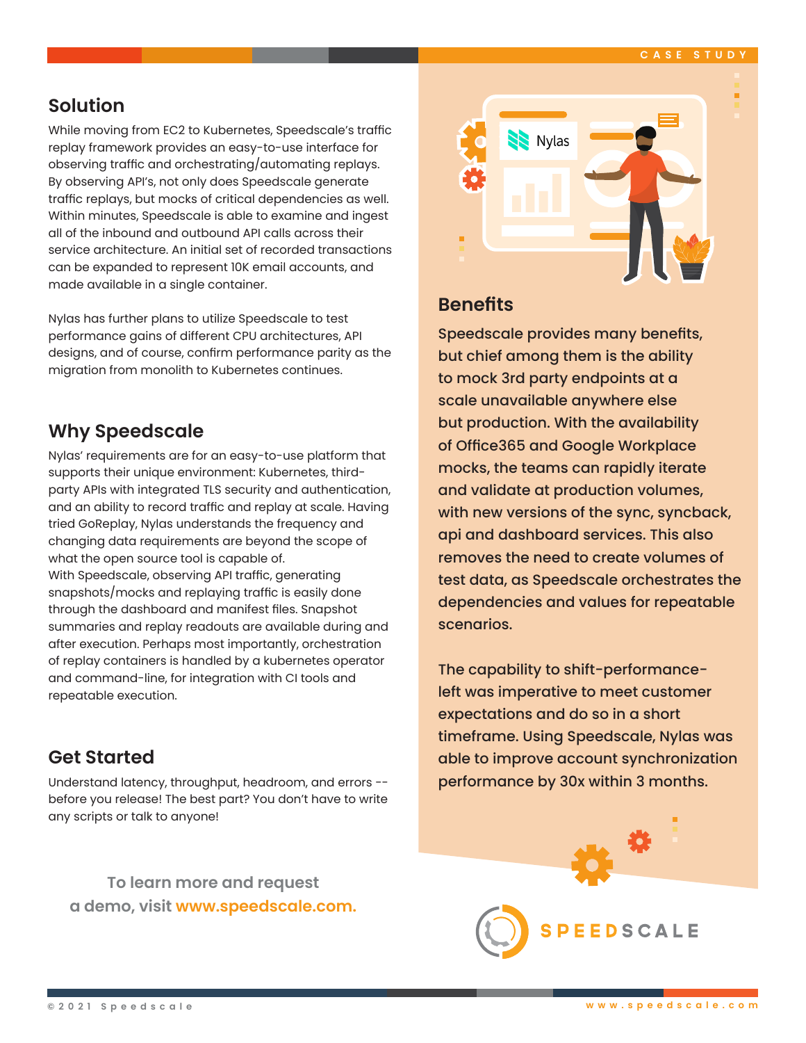## Solution

While moving from EC2 to Kubernetes, Speedscale's traffic replay framework provides an easy-to-use interface for observing traffic and orchestrating/automating replays. By observing API's, not only does Speedscale generate traffic replays, but mocks of critical dependencies as well. Within minutes, Speedscale is able to examine and ingest all of the inbound and outbound API calls across their service architecture. An initial set of recorded transactions can be expanded to represent 10K email accounts, and made available in a single container.

Nylas has further plans to utilize Speedscale to test performance gains of different CPU architectures, API designs, and of course, confirm performance parity as the migration from monolith to Kubernetes continues.

## Why Speedscale

Nylas' requirements are for an easy-to-use platform that supports their unique environment: Kubernetes, third-party APIs with integrated TLS security and authentication, and an ability to record traffic and replay at scale. Having tried GoReplay, Nylas understands the frequency and changing data requirements are beyond the scope of what the open source tool is capable of.
With Speedscale, observing API traffic, generating snapshots/mocks and replaying traffic is easily done through the dashboard and manifest files. Snapshot summaries and replay readouts are available during and after execution. Perhaps most importantly, orchestration of replay containers is handled by a kubernetes operator and command-line, for integration with CI tools and repeatable execution.

## Get Started

Understand latency, throughput, headroom, and errors -- before you release! The best part? You don't have to write any scripts or talk to anyone!

To learn more and request a demo, visit **www.speedscale.com.**

## Benefits

Speedscale provides many benefits, but chief among them is the ability to mock 3rd party endpoints at a scale unavailable anywhere else but production. With the availability of Office365 and Google Workplace mocks, the teams can rapidly iterate and validate at production volumes, with new versions of the sync, syncback, api and dashboard services. This also removes the need to create volumes of test data, as Speedscale orchestrates the dependencies and values for repeatable scenarios.

The capability to shift-performance-left was imperative to meet customer expectations and do so in a short timeframe. Using Speedscale, Nylas was able to improve account synchronization performance by 30x within 3 months.

©2021 Speedscale